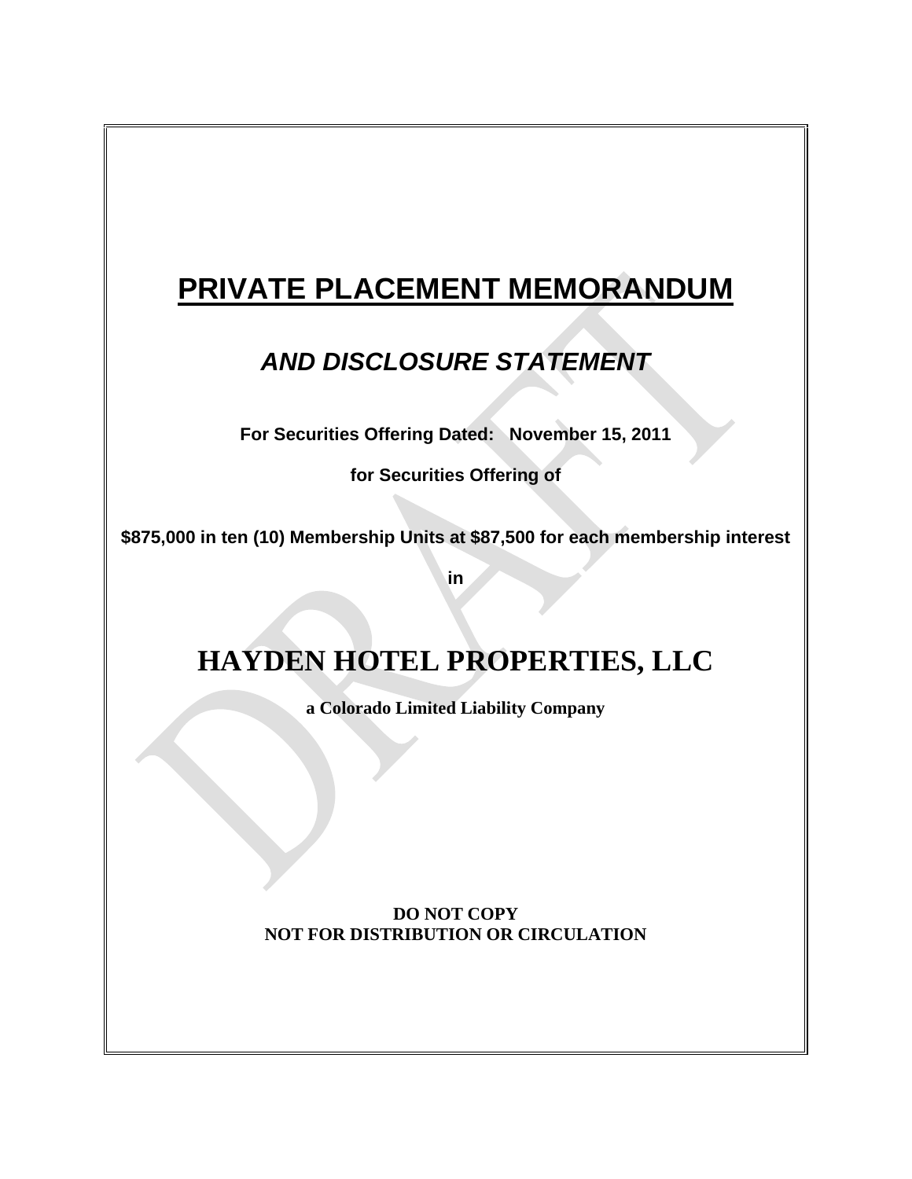# PRIVATE PLACEMENT MEMORANDUM

## *AND DISCLOSURE STATEMENT*

**For Securities Offering Dated: November 15, 2011**

**for Securities Offering of**

**$875,000 in ten (10) Membership Units at $87,500 for each membership interest**

**in**

# HAYDEN HOTEL PROPERTIES, LLC

**a Colorado Limited Liability Company**

**DO NOT COPY**
**NOT FOR DISTRIBUTION OR CIRCULATION**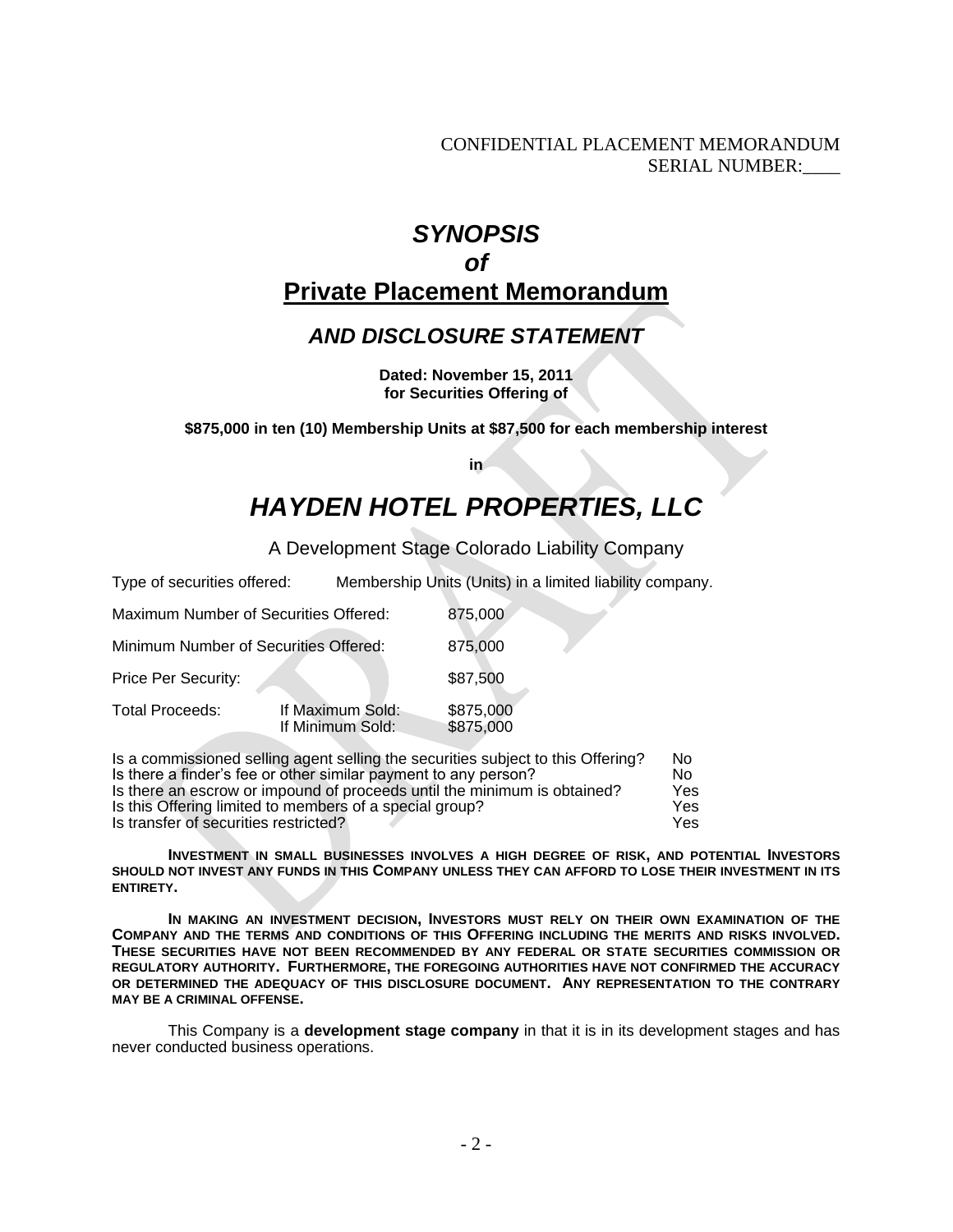CONFIDENTIAL PLACEMENT MEMORANDUM
SERIAL NUMBER:____

# *SYNOPSIS*
# *of*
# Private Placement Memorandum

## *AND DISCLOSURE STATEMENT*

**Dated: November 15, 2011**
**for Securities Offering of**

**$875,000 in ten (10) Membership Units at $87,500 for each membership interest**

**in**

# *HAYDEN HOTEL PROPERTIES, LLC*

A Development Stage Colorado Liability Company

Type of securities offered: Membership Units (Units) in a limited liability company.

| | | |
|---|---|---|
| Maximum Number of Securities Offered: | | 875,000 |
| Minimum Number of Securities Offered: | | 875,000 |
| Price Per Security: | | $87,500 |
| Total Proceeds: | If Maximum Sold: | $875,000 |
| | If Minimum Sold: | $875,000 |

| | |
|---|---|
| Is a commissioned selling agent selling the securities subject to this Offering? | No |
| Is there a finder's fee or other similar payment to any person? | No |
| Is there an escrow or impound of proceeds until the minimum is obtained? | Yes |
| Is this Offering limited to members of a special group? | Yes |
| Is transfer of securities restricted? | Yes |

**INVESTMENT IN SMALL BUSINESSES INVOLVES A HIGH DEGREE OF RISK, AND POTENTIAL INVESTORS SHOULD NOT INVEST ANY FUNDS IN THIS COMPANY UNLESS THEY CAN AFFORD TO LOSE THEIR INVESTMENT IN ITS ENTIRETY.**

**IN MAKING AN INVESTMENT DECISION, INVESTORS MUST RELY ON THEIR OWN EXAMINATION OF THE COMPANY AND THE TERMS AND CONDITIONS OF THIS OFFERING INCLUDING THE MERITS AND RISKS INVOLVED. THESE SECURITIES HAVE NOT BEEN RECOMMENDED BY ANY FEDERAL OR STATE SECURITIES COMMISSION OR REGULATORY AUTHORITY. FURTHERMORE, THE FOREGOING AUTHORITIES HAVE NOT CONFIRMED THE ACCURACY OR DETERMINED THE ADEQUACY OF THIS DISCLOSURE DOCUMENT. ANY REPRESENTATION TO THE CONTRARY MAY BE A CRIMINAL OFFENSE.**

This Company is a **development stage company** in that it is in its development stages and has never conducted business operations.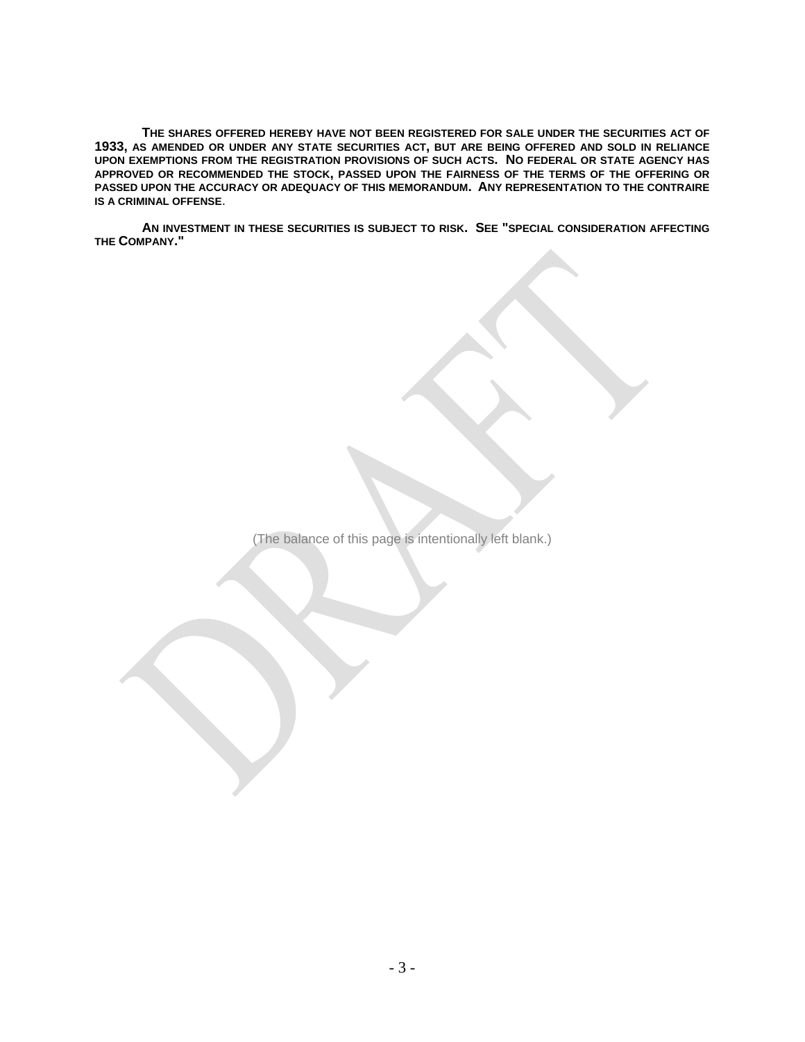**THE SHARES OFFERED HEREBY HAVE NOT BEEN REGISTERED FOR SALE UNDER THE SECURITIES ACT OF 1933, AS AMENDED OR UNDER ANY STATE SECURITIES ACT, BUT ARE BEING OFFERED AND SOLD IN RELIANCE UPON EXEMPTIONS FROM THE REGISTRATION PROVISIONS OF SUCH ACTS. NO FEDERAL OR STATE AGENCY HAS APPROVED OR RECOMMENDED THE STOCK, PASSED UPON THE FAIRNESS OF THE TERMS OF THE OFFERING OR PASSED UPON THE ACCURACY OR ADEQUACY OF THIS MEMORANDUM. ANY REPRESENTATION TO THE CONTRAIRE IS A CRIMINAL OFFENSE.**

**AN INVESTMENT IN THESE SECURITIES IS SUBJECT TO RISK. SEE "SPECIAL CONSIDERATION AFFECTING THE COMPANY."**

(The balance of this page is intentionally left blank.)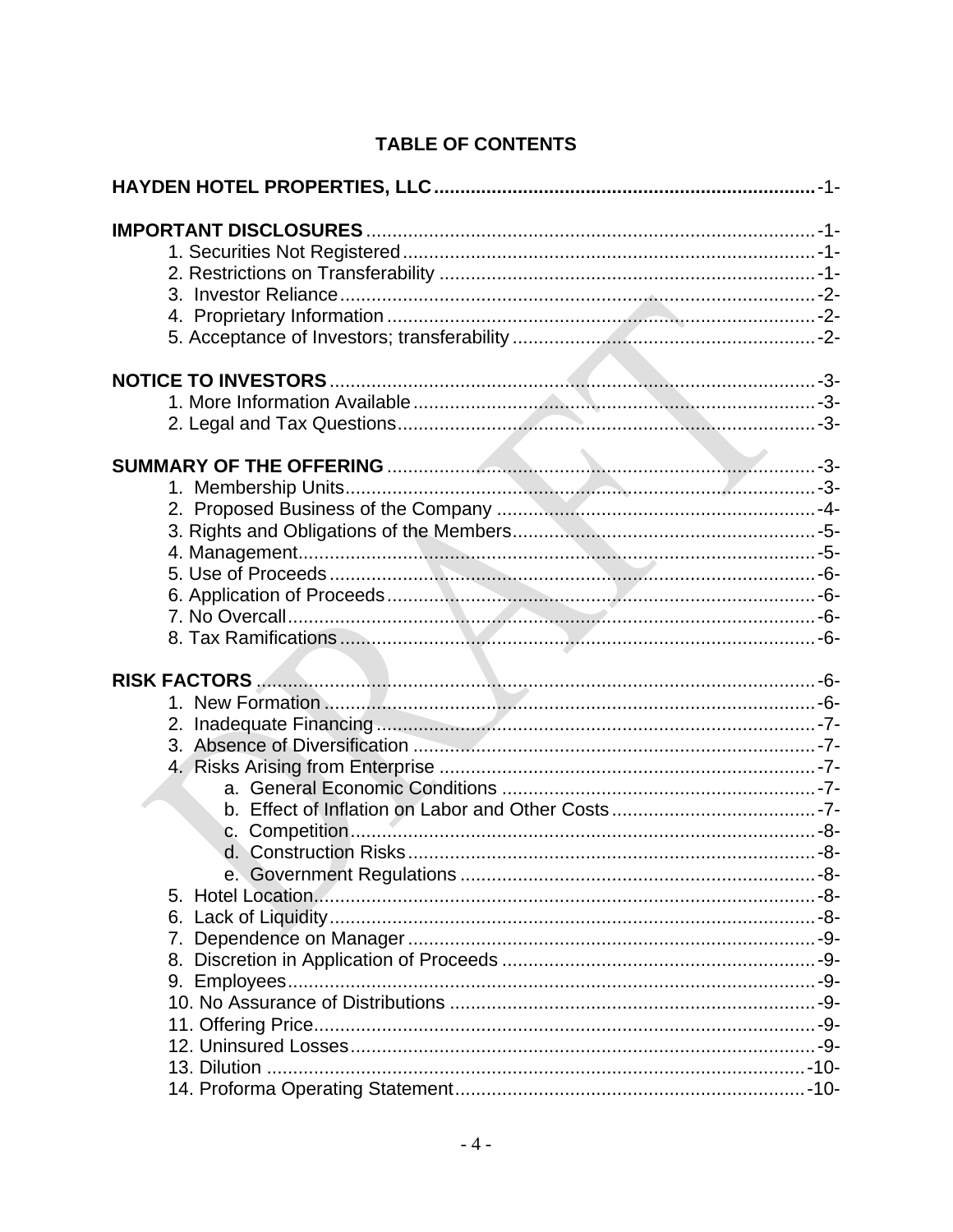## TABLE OF CONTENTS

**HAYDEN HOTEL PROPERTIES, LLC** .......... -1-

**IMPORTANT DISCLOSURES** .......... -1-
- 1. Securities Not Registered .......... -1-
- 2. Restrictions on Transferability .......... -1-
- 3. Investor Reliance .......... -2-
- 4. Proprietary Information .......... -2-
- 5. Acceptance of Investors; transferability .......... -2-

**NOTICE TO INVESTORS** .......... -3-
- 1. More Information Available .......... -3-
- 2. Legal and Tax Questions .......... -3-

**SUMMARY OF THE OFFERING** .......... -3-
- 1. Membership Units .......... -3-
- 2. Proposed Business of the Company .......... -4-
- 3. Rights and Obligations of the Members .......... -5-
- 4. Management .......... -5-
- 5. Use of Proceeds .......... -6-
- 6. Application of Proceeds .......... -6-
- 7. No Overcall .......... -6-
- 8. Tax Ramifications .......... -6-

**RISK FACTORS** .......... -6-
- 1. New Formation .......... -6-
- 2. Inadequate Financing .......... -7-
- 3. Absence of Diversification .......... -7-
- 4. Risks Arising from Enterprise .......... -7-
  - a. General Economic Conditions .......... -7-
  - b. Effect of Inflation on Labor and Other Costs .......... -7-
  - c. Competition .......... -8-
  - d. Construction Risks .......... -8-
  - e. Government Regulations .......... -8-
- 5. Hotel Location .......... -8-
- 6. Lack of Liquidity .......... -8-
- 7. Dependence on Manager .......... -9-
- 8. Discretion in Application of Proceeds .......... -9-
- 9. Employees .......... -9-
- 10. No Assurance of Distributions .......... -9-
- 11. Offering Price .......... -9-
- 12. Uninsured Losses .......... -9-
- 13. Dilution .......... -10-
- 14. Proforma Operating Statement .......... -10-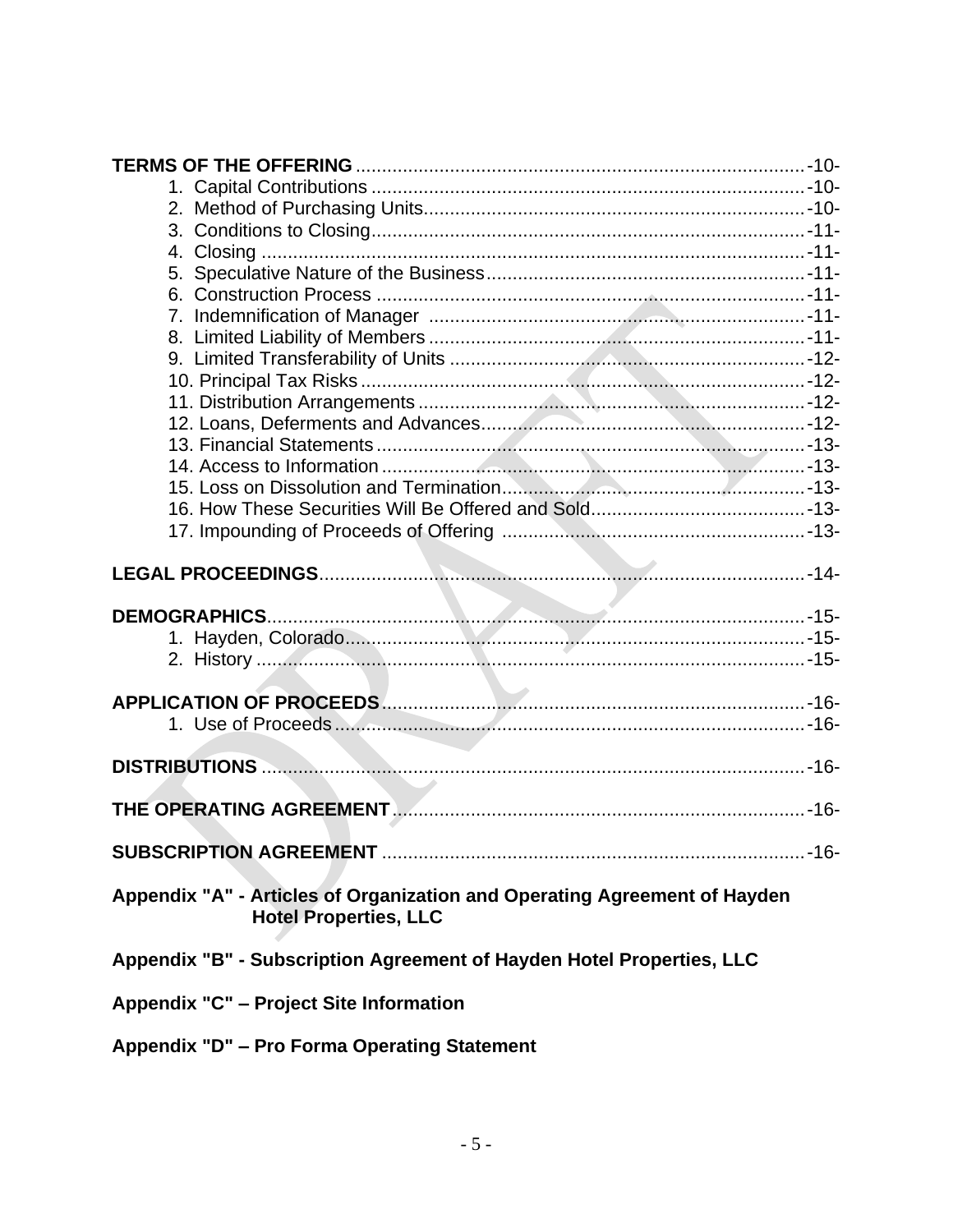**TERMS OF THE OFFERING** ....................................................................................... -10-
1. Capital Contributions ................................................................................... -10-
2. Method of Purchasing Units......................................................................... -10-
3. Conditions to Closing................................................................................... -11-
4. Closing ........................................................................................................ -11-
5. Speculative Nature of the Business............................................................. -11-
6. Construction Process .................................................................................. -11-
7. Indemnification of Manager ........................................................................ -11-
8. Limited Liability of Members ........................................................................ -11-
9. Limited Transferability of Units .................................................................... -12-
10. Principal Tax Risks ..................................................................................... -12-
11. Distribution Arrangements .......................................................................... -12-
12. Loans, Deferments and Advances.............................................................. -12-
13. Financial Statements .................................................................................. -13-
14. Access to Information ................................................................................. -13-
15. Loss on Dissolution and Termination.......................................................... -13-
16. How These Securities Will Be Offered and Sold......................................... -13-
17. Impounding of Proceeds of Offering .......................................................... -13-

**LEGAL PROCEEDINGS**............................................................................................. -14-

**DEMOGRAPHICS**........................................................................................................ -15-
1. Hayden, Colorado......................................................................................... -15-
2. History .......................................................................................................... -15-

**APPLICATION OF PROCEEDS**................................................................................. -16-
1. Use of Proceeds........................................................................................... -16-

**DISTRIBUTIONS** ......................................................................................................... -16-

**THE OPERATING AGREEMENT**............................................................................... -16-

**SUBSCRIPTION AGREEMENT** ................................................................................. -16-

**Appendix "A" - Articles of Organization and Operating Agreement of Hayden Hotel Properties, LLC**

**Appendix "B" - Subscription Agreement of Hayden Hotel Properties, LLC**

**Appendix "C" – Project Site Information**

**Appendix "D" – Pro Forma Operating Statement**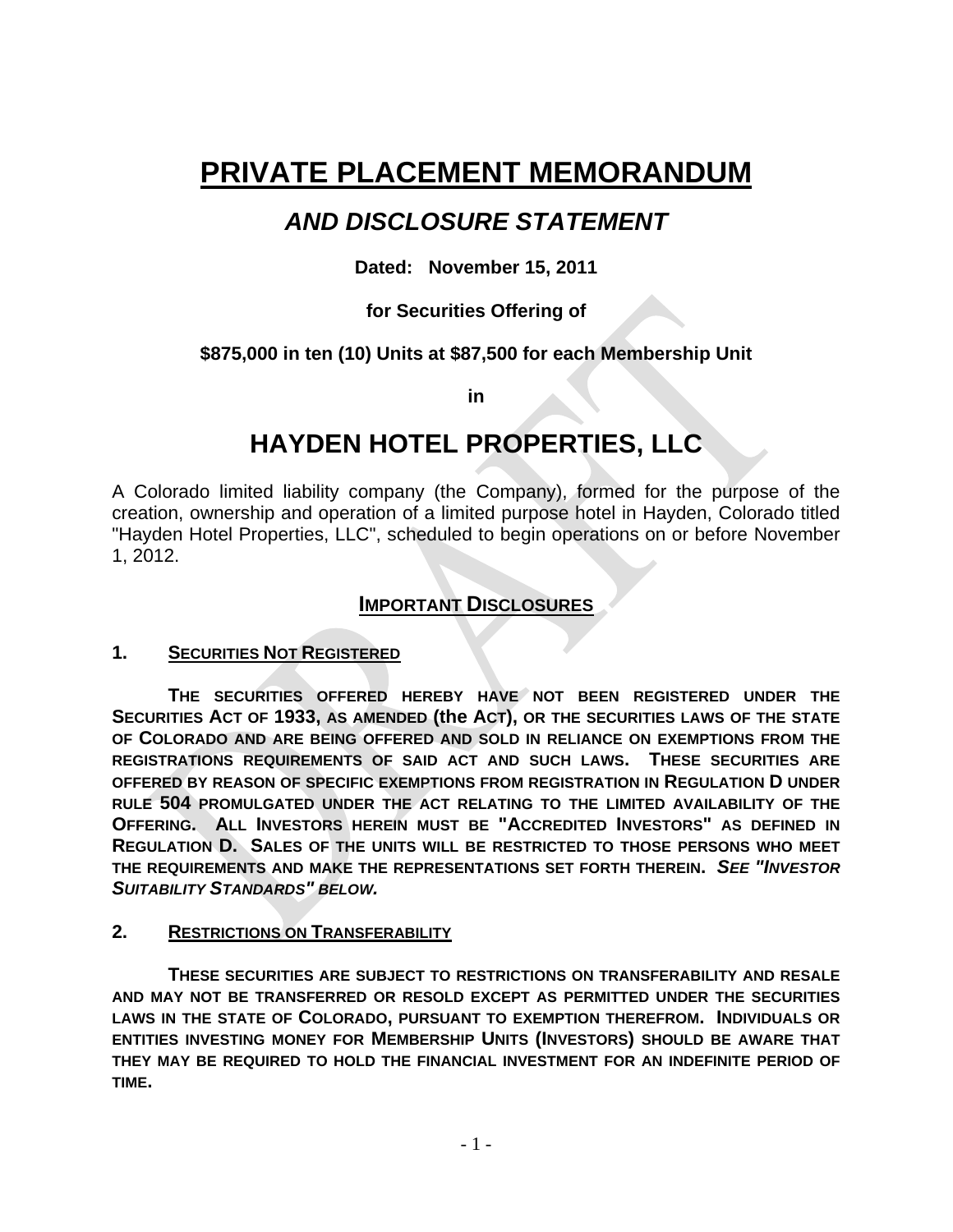# PRIVATE PLACEMENT MEMORANDUM

## *AND DISCLOSURE STATEMENT*

**Dated: November 15, 2011**

**for Securities Offering of**

**$875,000 in ten (10) Units at $87,500 for each Membership Unit**

**in**

# HAYDEN HOTEL PROPERTIES, LLC

A Colorado limited liability company (the Company), formed for the purpose of the creation, ownership and operation of a limited purpose hotel in Hayden, Colorado titled "Hayden Hotel Properties, LLC", scheduled to begin operations on or before November 1, 2012.

## IMPORTANT DISCLOSURES

### 1. SECURITIES NOT REGISTERED

**THE SECURITIES OFFERED HEREBY HAVE NOT BEEN REGISTERED UNDER THE SECURITIES ACT OF 1933, AS AMENDED (the ACT), OR THE SECURITIES LAWS OF THE STATE OF COLORADO AND ARE BEING OFFERED AND SOLD IN RELIANCE ON EXEMPTIONS FROM THE REGISTRATIONS REQUIREMENTS OF SAID ACT AND SUCH LAWS. THESE SECURITIES ARE OFFERED BY REASON OF SPECIFIC EXEMPTIONS FROM REGISTRATION IN REGULATION D UNDER RULE 504 PROMULGATED UNDER THE ACT RELATING TO THE LIMITED AVAILABILITY OF THE OFFERING. ALL INVESTORS HEREIN MUST BE "ACCREDITED INVESTORS" AS DEFINED IN REGULATION D. SALES OF THE UNITS WILL BE RESTRICTED TO THOSE PERSONS WHO MEET THE REQUIREMENTS AND MAKE THE REPRESENTATIONS SET FORTH THEREIN. *SEE "INVESTOR SUITABILITY STANDARDS" BELOW.***

### 2. RESTRICTIONS ON TRANSFERABILITY

**THESE SECURITIES ARE SUBJECT TO RESTRICTIONS ON TRANSFERABILITY AND RESALE AND MAY NOT BE TRANSFERRED OR RESOLD EXCEPT AS PERMITTED UNDER THE SECURITIES LAWS IN THE STATE OF COLORADO, PURSUANT TO EXEMPTION THEREFROM. INDIVIDUALS OR ENTITIES INVESTING MONEY FOR MEMBERSHIP UNITS (INVESTORS) SHOULD BE AWARE THAT THEY MAY BE REQUIRED TO HOLD THE FINANCIAL INVESTMENT FOR AN INDEFINITE PERIOD OF TIME.**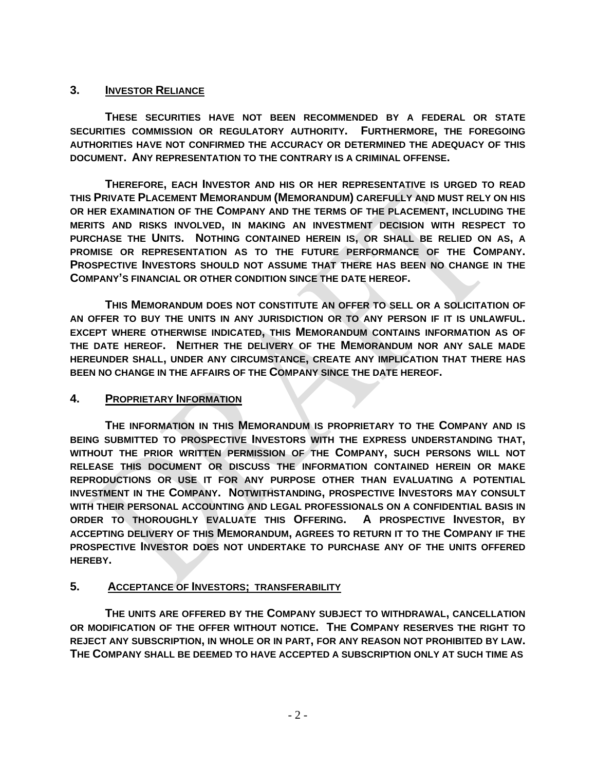## 3. INVESTOR RELIANCE

**THESE SECURITIES HAVE NOT BEEN RECOMMENDED BY A FEDERAL OR STATE SECURITIES COMMISSION OR REGULATORY AUTHORITY. FURTHERMORE, THE FOREGOING AUTHORITIES HAVE NOT CONFIRMED THE ACCURACY OR DETERMINED THE ADEQUACY OF THIS DOCUMENT. ANY REPRESENTATION TO THE CONTRARY IS A CRIMINAL OFFENSE.**

**THEREFORE, EACH INVESTOR AND HIS OR HER REPRESENTATIVE IS URGED TO READ THIS PRIVATE PLACEMENT MEMORANDUM (MEMORANDUM) CAREFULLY AND MUST RELY ON HIS OR HER EXAMINATION OF THE COMPANY AND THE TERMS OF THE PLACEMENT, INCLUDING THE MERITS AND RISKS INVOLVED, IN MAKING AN INVESTMENT DECISION WITH RESPECT TO PURCHASE THE UNITS. NOTHING CONTAINED HEREIN IS, OR SHALL BE RELIED ON AS, A PROMISE OR REPRESENTATION AS TO THE FUTURE PERFORMANCE OF THE COMPANY. PROSPECTIVE INVESTORS SHOULD NOT ASSUME THAT THERE HAS BEEN NO CHANGE IN THE COMPANY'S FINANCIAL OR OTHER CONDITION SINCE THE DATE HEREOF.**

**THIS MEMORANDUM DOES NOT CONSTITUTE AN OFFER TO SELL OR A SOLICITATION OF AN OFFER TO BUY THE UNITS IN ANY JURISDICTION OR TO ANY PERSON IF IT IS UNLAWFUL. EXCEPT WHERE OTHERWISE INDICATED, THIS MEMORANDUM CONTAINS INFORMATION AS OF THE DATE HEREOF. NEITHER THE DELIVERY OF THE MEMORANDUM NOR ANY SALE MADE HEREUNDER SHALL, UNDER ANY CIRCUMSTANCE, CREATE ANY IMPLICATION THAT THERE HAS BEEN NO CHANGE IN THE AFFAIRS OF THE COMPANY SINCE THE DATE HEREOF.**

## 4. PROPRIETARY INFORMATION

**THE INFORMATION IN THIS MEMORANDUM IS PROPRIETARY TO THE COMPANY AND IS BEING SUBMITTED TO PROSPECTIVE INVESTORS WITH THE EXPRESS UNDERSTANDING THAT, WITHOUT THE PRIOR WRITTEN PERMISSION OF THE COMPANY, SUCH PERSONS WILL NOT RELEASE THIS DOCUMENT OR DISCUSS THE INFORMATION CONTAINED HEREIN OR MAKE REPRODUCTIONS OR USE IT FOR ANY PURPOSE OTHER THAN EVALUATING A POTENTIAL INVESTMENT IN THE COMPANY. NOTWITHSTANDING, PROSPECTIVE INVESTORS MAY CONSULT WITH THEIR PERSONAL ACCOUNTING AND LEGAL PROFESSIONALS ON A CONFIDENTIAL BASIS IN ORDER TO THOROUGHLY EVALUATE THIS OFFERING. A PROSPECTIVE INVESTOR, BY ACCEPTING DELIVERY OF THIS MEMORANDUM, AGREES TO RETURN IT TO THE COMPANY IF THE PROSPECTIVE INVESTOR DOES NOT UNDERTAKE TO PURCHASE ANY OF THE UNITS OFFERED HEREBY.**

## 5. ACCEPTANCE OF INVESTORS; TRANSFERABILITY

**THE UNITS ARE OFFERED BY THE COMPANY SUBJECT TO WITHDRAWAL, CANCELLATION OR MODIFICATION OF THE OFFER WITHOUT NOTICE. THE COMPANY RESERVES THE RIGHT TO REJECT ANY SUBSCRIPTION, IN WHOLE OR IN PART, FOR ANY REASON NOT PROHIBITED BY LAW. THE COMPANY SHALL BE DEEMED TO HAVE ACCEPTED A SUBSCRIPTION ONLY AT SUCH TIME AS**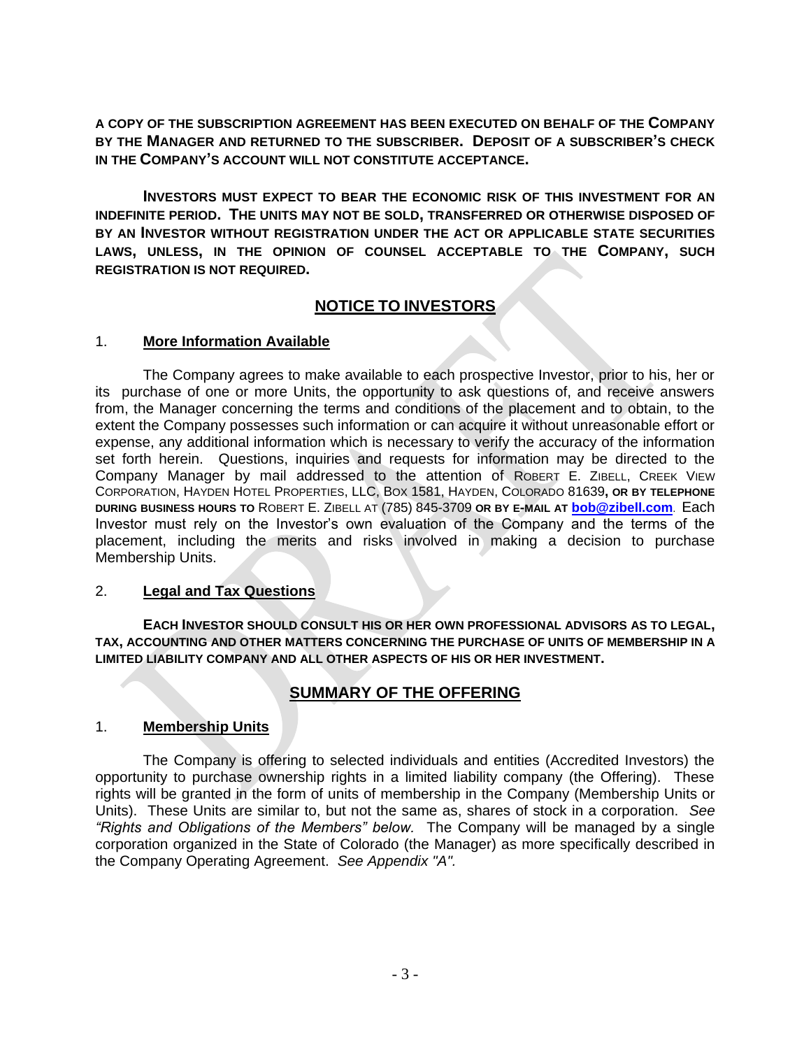**A COPY OF THE SUBSCRIPTION AGREEMENT HAS BEEN EXECUTED ON BEHALF OF THE COMPANY BY THE MANAGER AND RETURNED TO THE SUBSCRIBER. DEPOSIT OF A SUBSCRIBER'S CHECK IN THE COMPANY'S ACCOUNT WILL NOT CONSTITUTE ACCEPTANCE.**

**INVESTORS MUST EXPECT TO BEAR THE ECONOMIC RISK OF THIS INVESTMENT FOR AN INDEFINITE PERIOD. THE UNITS MAY NOT BE SOLD, TRANSFERRED OR OTHERWISE DISPOSED OF BY AN INVESTOR WITHOUT REGISTRATION UNDER THE ACT OR APPLICABLE STATE SECURITIES LAWS, UNLESS, IN THE OPINION OF COUNSEL ACCEPTABLE TO THE COMPANY, SUCH REGISTRATION IS NOT REQUIRED.**

## NOTICE TO INVESTORS

### 1. More Information Available

The Company agrees to make available to each prospective Investor, prior to his, her or its purchase of one or more Units, the opportunity to ask questions of, and receive answers from, the Manager concerning the terms and conditions of the placement and to obtain, to the extent the Company possesses such information or can acquire it without unreasonable effort or expense, any additional information which is necessary to verify the accuracy of the information set forth herein. Questions, inquiries and requests for information may be directed to the Company Manager by mail addressed to the attention of ROBERT E. ZIBELL, CREEK VIEW CORPORATION, HAYDEN HOTEL PROPERTIES, LLC, BOX 1581, HAYDEN, COLORADO 81639, **OR BY TELEPHONE DURING BUSINESS HOURS TO** ROBERT E. ZIBELL AT (785) 845-3709 **OR BY E-MAIL AT** **bob@zibell.com**. Each Investor must rely on the Investor's own evaluation of the Company and the terms of the placement, including the merits and risks involved in making a decision to purchase Membership Units.

### 2. Legal and Tax Questions

**EACH INVESTOR SHOULD CONSULT HIS OR HER OWN PROFESSIONAL ADVISORS AS TO LEGAL, TAX, ACCOUNTING AND OTHER MATTERS CONCERNING THE PURCHASE OF UNITS OF MEMBERSHIP IN A LIMITED LIABILITY COMPANY AND ALL OTHER ASPECTS OF HIS OR HER INVESTMENT.**

## SUMMARY OF THE OFFERING

### 1. Membership Units

The Company is offering to selected individuals and entities (Accredited Investors) the opportunity to purchase ownership rights in a limited liability company (the Offering). These rights will be granted in the form of units of membership in the Company (Membership Units or Units). These Units are similar to, but not the same as, shares of stock in a corporation. *See "Rights and Obligations of the Members" below.* The Company will be managed by a single corporation organized in the State of Colorado (the Manager) as more specifically described in the Company Operating Agreement. *See Appendix "A".*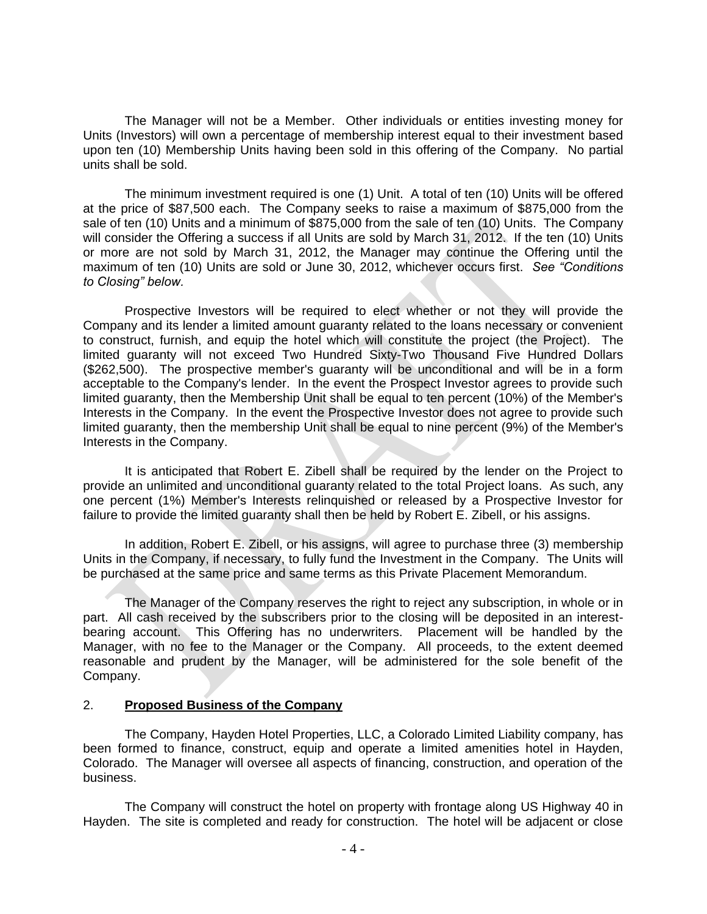The Manager will not be a Member. Other individuals or entities investing money for Units (Investors) will own a percentage of membership interest equal to their investment based upon ten (10) Membership Units having been sold in this offering of the Company. No partial units shall be sold.

The minimum investment required is one (1) Unit. A total of ten (10) Units will be offered at the price of $87,500 each. The Company seeks to raise a maximum of $875,000 from the sale of ten (10) Units and a minimum of $875,000 from the sale of ten (10) Units. The Company will consider the Offering a success if all Units are sold by March 31, 2012. If the ten (10) Units or more are not sold by March 31, 2012, the Manager may continue the Offering until the maximum of ten (10) Units are sold or June 30, 2012, whichever occurs first. *See "Conditions to Closing" below.*

Prospective Investors will be required to elect whether or not they will provide the Company and its lender a limited amount guaranty related to the loans necessary or convenient to construct, furnish, and equip the hotel which will constitute the project (the Project). The limited guaranty will not exceed Two Hundred Sixty-Two Thousand Five Hundred Dollars ($262,500). The prospective member's guaranty will be unconditional and will be in a form acceptable to the Company's lender. In the event the Prospect Investor agrees to provide such limited guaranty, then the Membership Unit shall be equal to ten percent (10%) of the Member's Interests in the Company. In the event the Prospective Investor does not agree to provide such limited guaranty, then the membership Unit shall be equal to nine percent (9%) of the Member's Interests in the Company.

It is anticipated that Robert E. Zibell shall be required by the lender on the Project to provide an unlimited and unconditional guaranty related to the total Project loans. As such, any one percent (1%) Member's Interests relinquished or released by a Prospective Investor for failure to provide the limited guaranty shall then be held by Robert E. Zibell, or his assigns.

In addition, Robert E. Zibell, or his assigns, will agree to purchase three (3) membership Units in the Company, if necessary, to fully fund the Investment in the Company. The Units will be purchased at the same price and same terms as this Private Placement Memorandum.

The Manager of the Company reserves the right to reject any subscription, in whole or in part. All cash received by the subscribers prior to the closing will be deposited in an interest-bearing account. This Offering has no underwriters. Placement will be handled by the Manager, with no fee to the Manager or the Company. All proceeds, to the extent deemed reasonable and prudent by the Manager, will be administered for the sole benefit of the Company.

## 2. **Proposed Business of the Company**

The Company, Hayden Hotel Properties, LLC, a Colorado Limited Liability company, has been formed to finance, construct, equip and operate a limited amenities hotel in Hayden, Colorado. The Manager will oversee all aspects of financing, construction, and operation of the business.

The Company will construct the hotel on property with frontage along US Highway 40 in Hayden. The site is completed and ready for construction. The hotel will be adjacent or close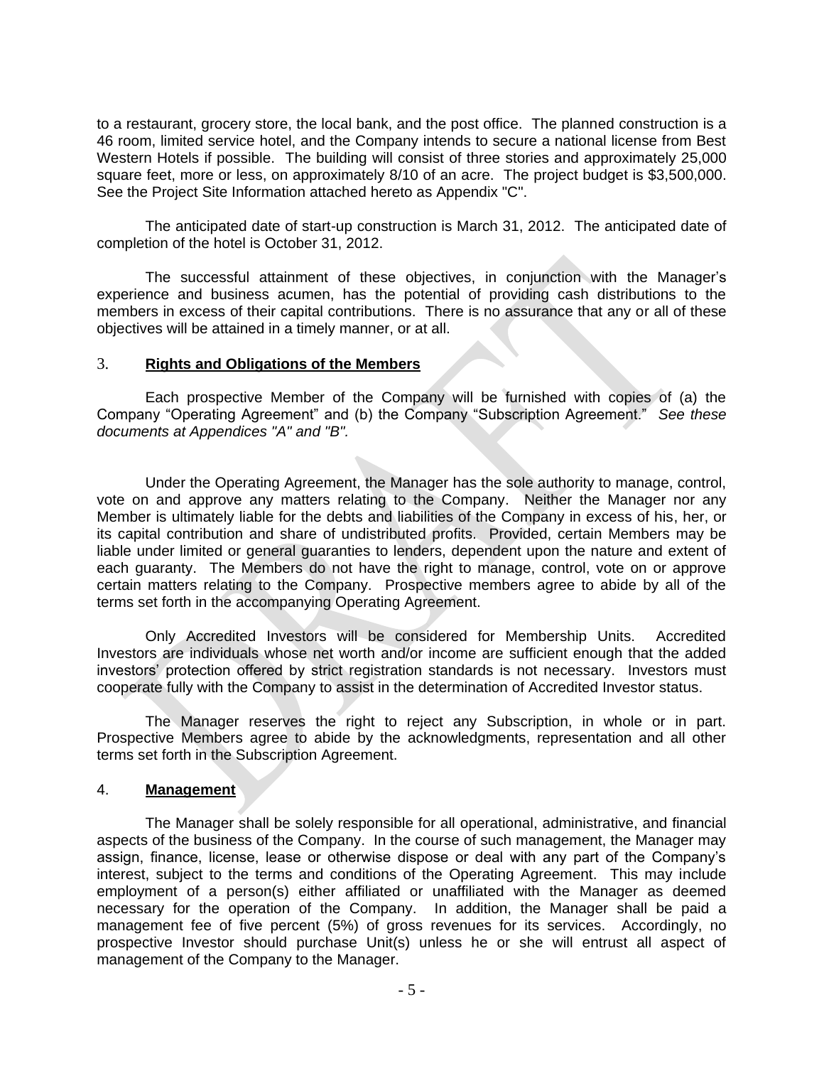to a restaurant, grocery store, the local bank, and the post office. The planned construction is a 46 room, limited service hotel, and the Company intends to secure a national license from Best Western Hotels if possible. The building will consist of three stories and approximately 25,000 square feet, more or less, on approximately 8/10 of an acre. The project budget is $3,500,000. See the Project Site Information attached hereto as Appendix "C".

The anticipated date of start-up construction is March 31, 2012. The anticipated date of completion of the hotel is October 31, 2012.

The successful attainment of these objectives, in conjunction with the Manager's experience and business acumen, has the potential of providing cash distributions to the members in excess of their capital contributions. There is no assurance that any or all of these objectives will be attained in a timely manner, or at all.

## 3. **Rights and Obligations of the Members**

Each prospective Member of the Company will be furnished with copies of (a) the Company "Operating Agreement" and (b) the Company "Subscription Agreement." *See these documents at Appendices "A" and "B".*

Under the Operating Agreement, the Manager has the sole authority to manage, control, vote on and approve any matters relating to the Company. Neither the Manager nor any Member is ultimately liable for the debts and liabilities of the Company in excess of his, her, or its capital contribution and share of undistributed profits. Provided, certain Members may be liable under limited or general guaranties to lenders, dependent upon the nature and extent of each guaranty. The Members do not have the right to manage, control, vote on or approve certain matters relating to the Company. Prospective members agree to abide by all of the terms set forth in the accompanying Operating Agreement.

Only Accredited Investors will be considered for Membership Units. Accredited Investors are individuals whose net worth and/or income are sufficient enough that the added investors' protection offered by strict registration standards is not necessary. Investors must cooperate fully with the Company to assist in the determination of Accredited Investor status.

The Manager reserves the right to reject any Subscription, in whole or in part. Prospective Members agree to abide by the acknowledgments, representation and all other terms set forth in the Subscription Agreement.

## 4. **Management**

The Manager shall be solely responsible for all operational, administrative, and financial aspects of the business of the Company. In the course of such management, the Manager may assign, finance, license, lease or otherwise dispose or deal with any part of the Company's interest, subject to the terms and conditions of the Operating Agreement. This may include employment of a person(s) either affiliated or unaffiliated with the Manager as deemed necessary for the operation of the Company. In addition, the Manager shall be paid a management fee of five percent (5%) of gross revenues for its services. Accordingly, no prospective Investor should purchase Unit(s) unless he or she will entrust all aspect of management of the Company to the Manager.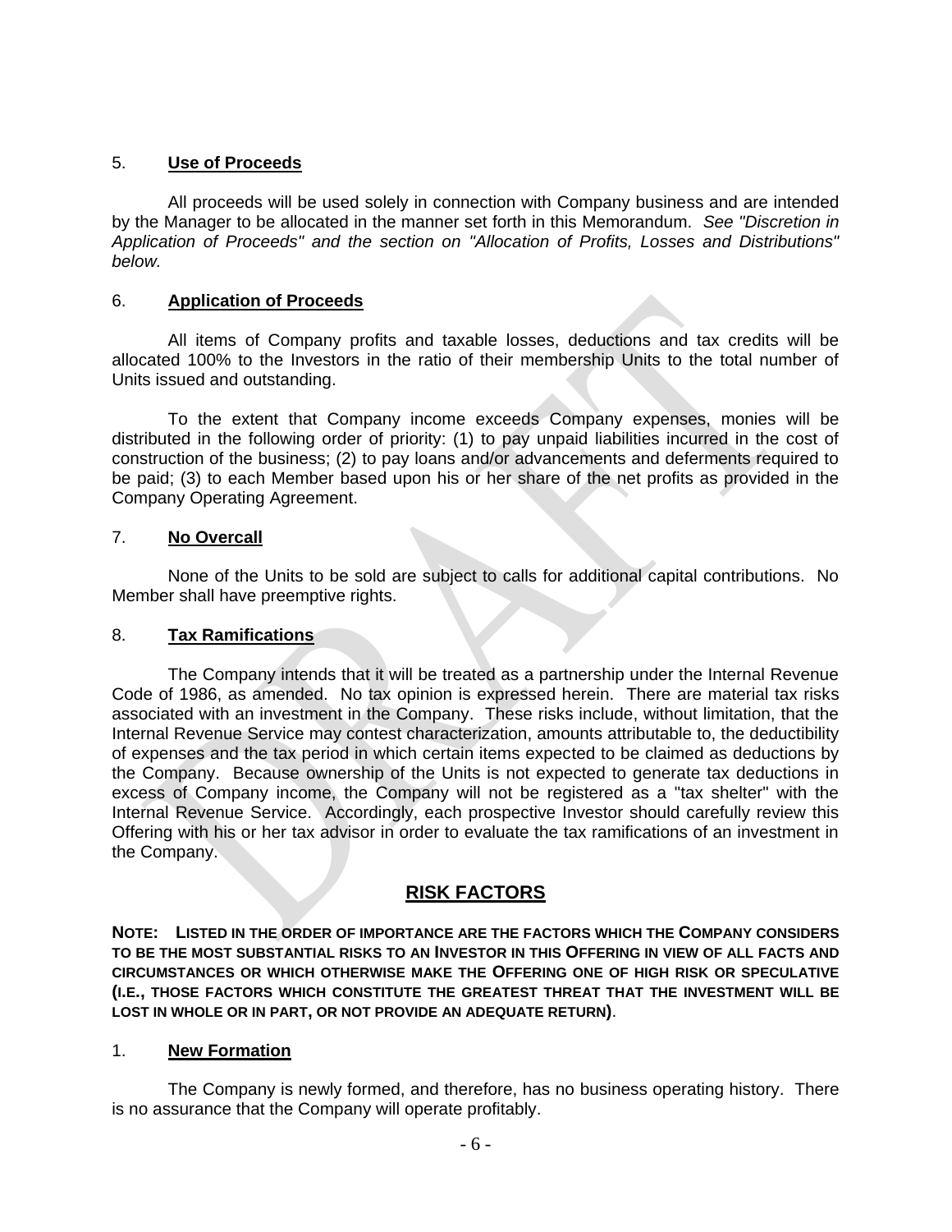### 5. **Use of Proceeds**

All proceeds will be used solely in connection with Company business and are intended by the Manager to be allocated in the manner set forth in this Memorandum. *See "Discretion in Application of Proceeds" and the section on "Allocation of Profits, Losses and Distributions" below.*

### 6. **Application of Proceeds**

All items of Company profits and taxable losses, deductions and tax credits will be allocated 100% to the Investors in the ratio of their membership Units to the total number of Units issued and outstanding.

To the extent that Company income exceeds Company expenses, monies will be distributed in the following order of priority: (1) to pay unpaid liabilities incurred in the cost of construction of the business; (2) to pay loans and/or advancements and deferments required to be paid; (3) to each Member based upon his or her share of the net profits as provided in the Company Operating Agreement.

### 7. **No Overcall**

None of the Units to be sold are subject to calls for additional capital contributions. No Member shall have preemptive rights.

### 8. **Tax Ramifications**

The Company intends that it will be treated as a partnership under the Internal Revenue Code of 1986, as amended. No tax opinion is expressed herein. There are material tax risks associated with an investment in the Company. These risks include, without limitation, that the Internal Revenue Service may contest characterization, amounts attributable to, the deductibility of expenses and the tax period in which certain items expected to be claimed as deductions by the Company. Because ownership of the Units is not expected to generate tax deductions in excess of Company income, the Company will not be registered as a "tax shelter" with the Internal Revenue Service. Accordingly, each prospective Investor should carefully review this Offering with his or her tax advisor in order to evaluate the tax ramifications of an investment in the Company.

## **RISK FACTORS**

**NOTE: LISTED IN THE ORDER OF IMPORTANCE ARE THE FACTORS WHICH THE COMPANY CONSIDERS TO BE THE MOST SUBSTANTIAL RISKS TO AN INVESTOR IN THIS OFFERING IN VIEW OF ALL FACTS AND CIRCUMSTANCES OR WHICH OTHERWISE MAKE THE OFFERING ONE OF HIGH RISK OR SPECULATIVE (I.E., THOSE FACTORS WHICH CONSTITUTE THE GREATEST THREAT THAT THE INVESTMENT WILL BE LOST IN WHOLE OR IN PART, OR NOT PROVIDE AN ADEQUATE RETURN)**.

### 1. **New Formation**

The Company is newly formed, and therefore, has no business operating history. There is no assurance that the Company will operate profitably.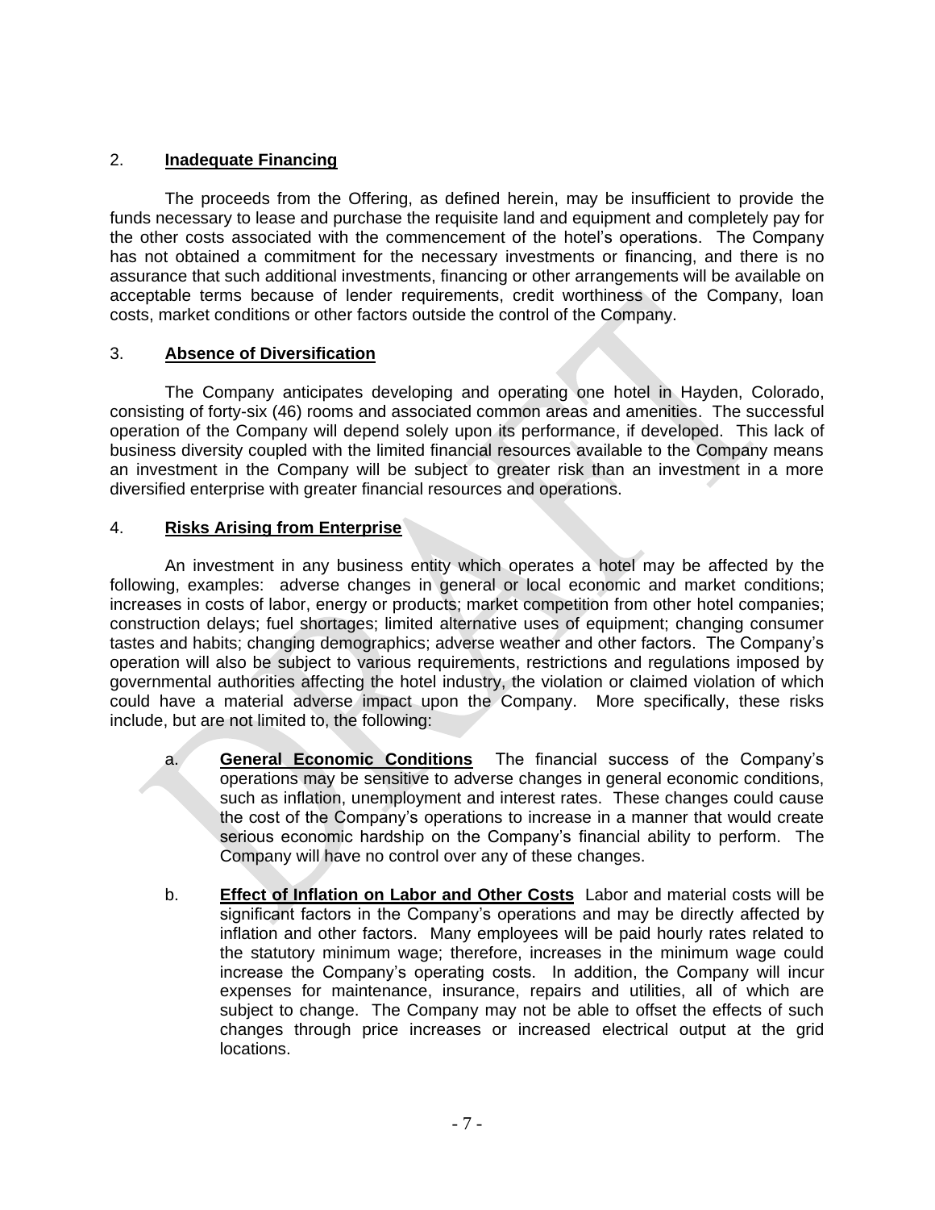2. **Inadequate Financing**

The proceeds from the Offering, as defined herein, may be insufficient to provide the funds necessary to lease and purchase the requisite land and equipment and completely pay for the other costs associated with the commencement of the hotel's operations. The Company has not obtained a commitment for the necessary investments or financing, and there is no assurance that such additional investments, financing or other arrangements will be available on acceptable terms because of lender requirements, credit worthiness of the Company, loan costs, market conditions or other factors outside the control of the Company.

3. **Absence of Diversification**

The Company anticipates developing and operating one hotel in Hayden, Colorado, consisting of forty-six (46) rooms and associated common areas and amenities. The successful operation of the Company will depend solely upon its performance, if developed. This lack of business diversity coupled with the limited financial resources available to the Company means an investment in the Company will be subject to greater risk than an investment in a more diversified enterprise with greater financial resources and operations.

4. **Risks Arising from Enterprise**

An investment in any business entity which operates a hotel may be affected by the following, examples: adverse changes in general or local economic and market conditions; increases in costs of labor, energy or products; market competition from other hotel companies; construction delays; fuel shortages; limited alternative uses of equipment; changing consumer tastes and habits; changing demographics; adverse weather and other factors. The Company's operation will also be subject to various requirements, restrictions and regulations imposed by governmental authorities affecting the hotel industry, the violation or claimed violation of which could have a material adverse impact upon the Company. More specifically, these risks include, but are not limited to, the following:

a. **General Economic Conditions** The financial success of the Company's operations may be sensitive to adverse changes in general economic conditions, such as inflation, unemployment and interest rates. These changes could cause the cost of the Company's operations to increase in a manner that would create serious economic hardship on the Company's financial ability to perform. The Company will have no control over any of these changes.

b. **Effect of Inflation on Labor and Other Costs** Labor and material costs will be significant factors in the Company's operations and may be directly affected by inflation and other factors. Many employees will be paid hourly rates related to the statutory minimum wage; therefore, increases in the minimum wage could increase the Company's operating costs. In addition, the Company will incur expenses for maintenance, insurance, repairs and utilities, all of which are subject to change. The Company may not be able to offset the effects of such changes through price increases or increased electrical output at the grid locations.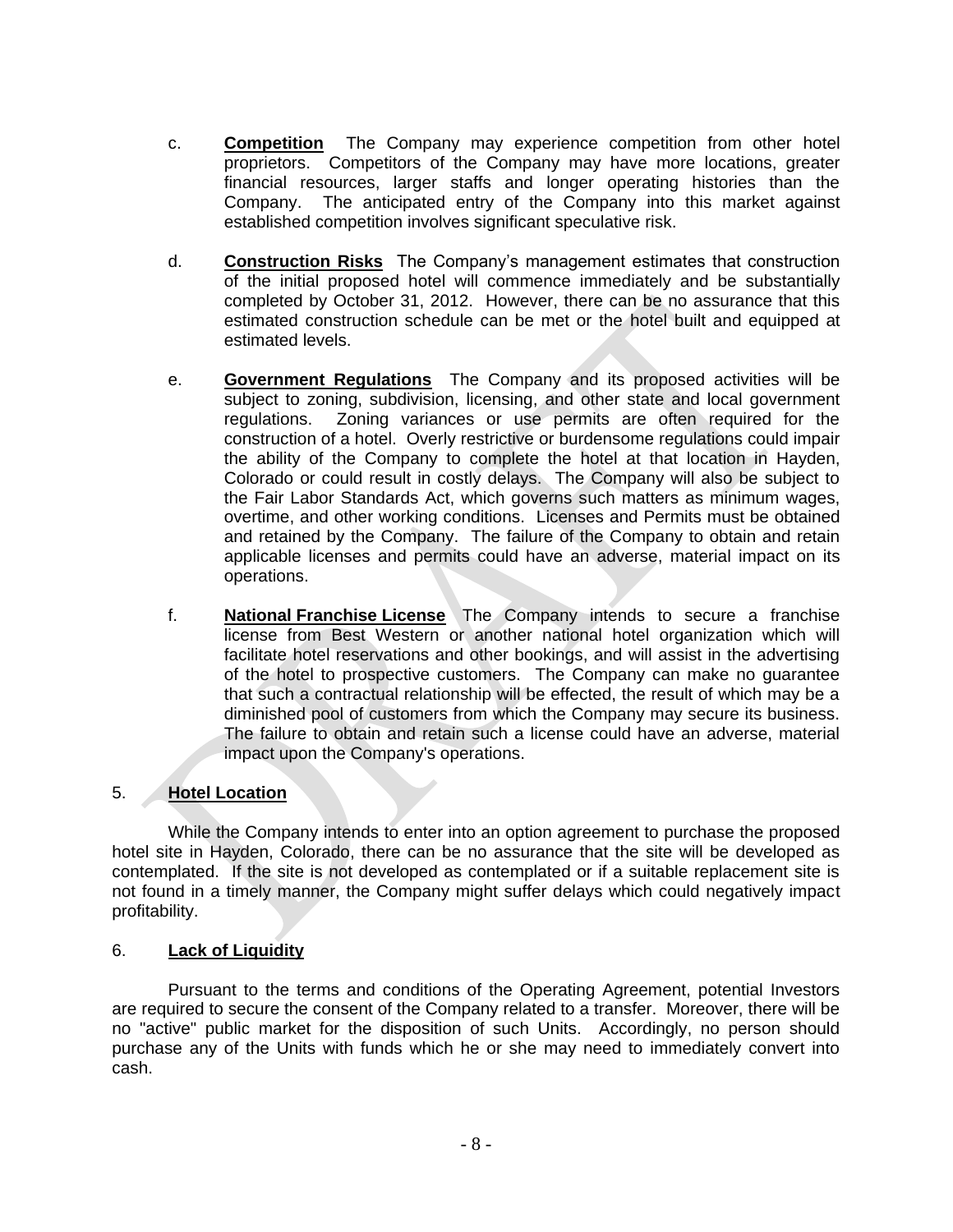c. **Competition** The Company may experience competition from other hotel proprietors. Competitors of the Company may have more locations, greater financial resources, larger staffs and longer operating histories than the Company. The anticipated entry of the Company into this market against established competition involves significant speculative risk.

d. **Construction Risks** The Company's management estimates that construction of the initial proposed hotel will commence immediately and be substantially completed by October 31, 2012. However, there can be no assurance that this estimated construction schedule can be met or the hotel built and equipped at estimated levels.

e. **Government Regulations** The Company and its proposed activities will be subject to zoning, subdivision, licensing, and other state and local government regulations. Zoning variances or use permits are often required for the construction of a hotel. Overly restrictive or burdensome regulations could impair the ability of the Company to complete the hotel at that location in Hayden, Colorado or could result in costly delays. The Company will also be subject to the Fair Labor Standards Act, which governs such matters as minimum wages, overtime, and other working conditions. Licenses and Permits must be obtained and retained by the Company. The failure of the Company to obtain and retain applicable licenses and permits could have an adverse, material impact on its operations.

f. **National Franchise License** The Company intends to secure a franchise license from Best Western or another national hotel organization which will facilitate hotel reservations and other bookings, and will assist in the advertising of the hotel to prospective customers. The Company can make no guarantee that such a contractual relationship will be effected, the result of which may be a diminished pool of customers from which the Company may secure its business. The failure to obtain and retain such a license could have an adverse, material impact upon the Company's operations.

## 5. Hotel Location

While the Company intends to enter into an option agreement to purchase the proposed hotel site in Hayden, Colorado, there can be no assurance that the site will be developed as contemplated. If the site is not developed as contemplated or if a suitable replacement site is not found in a timely manner, the Company might suffer delays which could negatively impact profitability.

## 6. Lack of Liquidity

Pursuant to the terms and conditions of the Operating Agreement, potential Investors are required to secure the consent of the Company related to a transfer. Moreover, there will be no "active" public market for the disposition of such Units. Accordingly, no person should purchase any of the Units with funds which he or she may need to immediately convert into cash.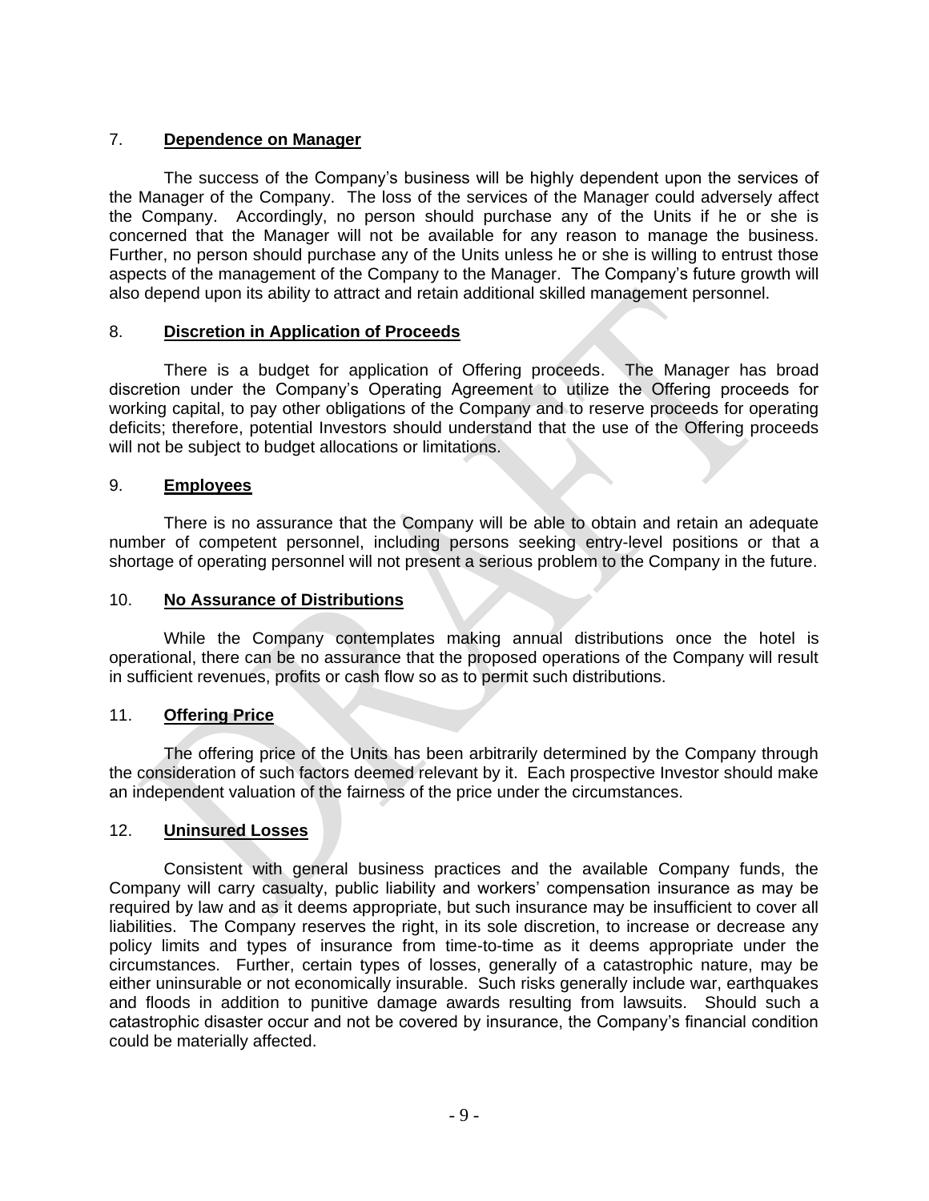7. **Dependence on Manager**

The success of the Company's business will be highly dependent upon the services of the Manager of the Company. The loss of the services of the Manager could adversely affect the Company. Accordingly, no person should purchase any of the Units if he or she is concerned that the Manager will not be available for any reason to manage the business. Further, no person should purchase any of the Units unless he or she is willing to entrust those aspects of the management of the Company to the Manager. The Company's future growth will also depend upon its ability to attract and retain additional skilled management personnel.

8. **Discretion in Application of Proceeds**

There is a budget for application of Offering proceeds. The Manager has broad discretion under the Company's Operating Agreement to utilize the Offering proceeds for working capital, to pay other obligations of the Company and to reserve proceeds for operating deficits; therefore, potential Investors should understand that the use of the Offering proceeds will not be subject to budget allocations or limitations.

9. **Employees**

There is no assurance that the Company will be able to obtain and retain an adequate number of competent personnel, including persons seeking entry-level positions or that a shortage of operating personnel will not present a serious problem to the Company in the future.

10. **No Assurance of Distributions**

While the Company contemplates making annual distributions once the hotel is operational, there can be no assurance that the proposed operations of the Company will result in sufficient revenues, profits or cash flow so as to permit such distributions.

11. **Offering Price**

The offering price of the Units has been arbitrarily determined by the Company through the consideration of such factors deemed relevant by it. Each prospective Investor should make an independent valuation of the fairness of the price under the circumstances.

12. **Uninsured Losses**

Consistent with general business practices and the available Company funds, the Company will carry casualty, public liability and workers' compensation insurance as may be required by law and as it deems appropriate, but such insurance may be insufficient to cover all liabilities. The Company reserves the right, in its sole discretion, to increase or decrease any policy limits and types of insurance from time-to-time as it deems appropriate under the circumstances. Further, certain types of losses, generally of a catastrophic nature, may be either uninsurable or not economically insurable. Such risks generally include war, earthquakes and floods in addition to punitive damage awards resulting from lawsuits. Should such a catastrophic disaster occur and not be covered by insurance, the Company's financial condition could be materially affected.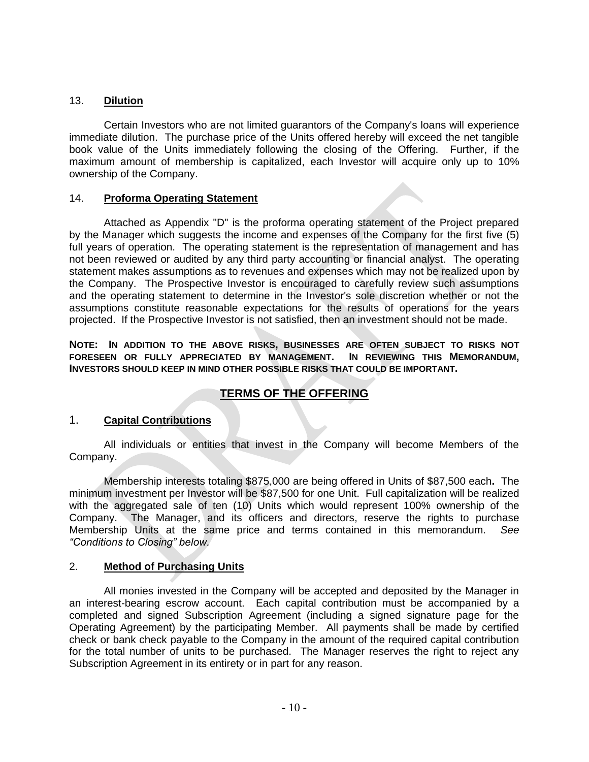### 13. **Dilution**

Certain Investors who are not limited guarantors of the Company's loans will experience immediate dilution. The purchase price of the Units offered hereby will exceed the net tangible book value of the Units immediately following the closing of the Offering. Further, if the maximum amount of membership is capitalized, each Investor will acquire only up to 10% ownership of the Company.

### 14. **Proforma Operating Statement**

Attached as Appendix "D" is the proforma operating statement of the Project prepared by the Manager which suggests the income and expenses of the Company for the first five (5) full years of operation. The operating statement is the representation of management and has not been reviewed or audited by any third party accounting or financial analyst. The operating statement makes assumptions as to revenues and expenses which may not be realized upon by the Company. The Prospective Investor is encouraged to carefully review such assumptions and the operating statement to determine in the Investor's sole discretion whether or not the assumptions constitute reasonable expectations for the results of operations for the years projected. If the Prospective Investor is not satisfied, then an investment should not be made.

**NOTE: IN ADDITION TO THE ABOVE RISKS, BUSINESSES ARE OFTEN SUBJECT TO RISKS NOT FORESEEN OR FULLY APPRECIATED BY MANAGEMENT. IN REVIEWING THIS MEMORANDUM, INVESTORS SHOULD KEEP IN MIND OTHER POSSIBLE RISKS THAT COULD BE IMPORTANT.**

## **TERMS OF THE OFFERING**

### 1. **Capital Contributions**

All individuals or entities that invest in the Company will become Members of the Company.

Membership interests totaling $875,000 are being offered in Units of $87,500 each**.** The minimum investment per Investor will be $87,500 for one Unit. Full capitalization will be realized with the aggregated sale of ten (10) Units which would represent 100% ownership of the Company. The Manager, and its officers and directors, reserve the rights to purchase Membership Units at the same price and terms contained in this memorandum. *See "Conditions to Closing" below.*

### 2. **Method of Purchasing Units**

All monies invested in the Company will be accepted and deposited by the Manager in an interest-bearing escrow account. Each capital contribution must be accompanied by a completed and signed Subscription Agreement (including a signed signature page for the Operating Agreement) by the participating Member. All payments shall be made by certified check or bank check payable to the Company in the amount of the required capital contribution for the total number of units to be purchased. The Manager reserves the right to reject any Subscription Agreement in its entirety or in part for any reason.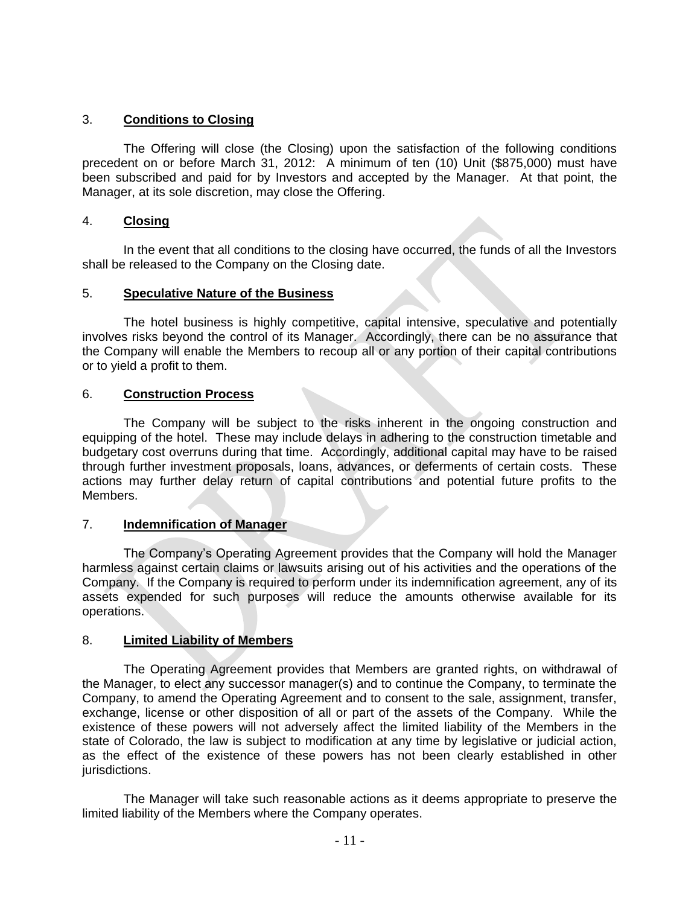3. **Conditions to Closing**

The Offering will close (the Closing) upon the satisfaction of the following conditions precedent on or before March 31, 2012: A minimum of ten (10) Unit ($875,000) must have been subscribed and paid for by Investors and accepted by the Manager. At that point, the Manager, at its sole discretion, may close the Offering.

4. **Closing**

In the event that all conditions to the closing have occurred, the funds of all the Investors shall be released to the Company on the Closing date.

5. **Speculative Nature of the Business**

The hotel business is highly competitive, capital intensive, speculative and potentially involves risks beyond the control of its Manager. Accordingly, there can be no assurance that the Company will enable the Members to recoup all or any portion of their capital contributions or to yield a profit to them.

6. **Construction Process**

The Company will be subject to the risks inherent in the ongoing construction and equipping of the hotel. These may include delays in adhering to the construction timetable and budgetary cost overruns during that time. Accordingly, additional capital may have to be raised through further investment proposals, loans, advances, or deferments of certain costs. These actions may further delay return of capital contributions and potential future profits to the Members.

7. **Indemnification of Manager**

The Company's Operating Agreement provides that the Company will hold the Manager harmless against certain claims or lawsuits arising out of his activities and the operations of the Company. If the Company is required to perform under its indemnification agreement, any of its assets expended for such purposes will reduce the amounts otherwise available for its operations.

8. **Limited Liability of Members**

The Operating Agreement provides that Members are granted rights, on withdrawal of the Manager, to elect any successor manager(s) and to continue the Company, to terminate the Company, to amend the Operating Agreement and to consent to the sale, assignment, transfer, exchange, license or other disposition of all or part of the assets of the Company. While the existence of these powers will not adversely affect the limited liability of the Members in the state of Colorado, the law is subject to modification at any time by legislative or judicial action, as the effect of the existence of these powers has not been clearly established in other jurisdictions.

The Manager will take such reasonable actions as it deems appropriate to preserve the limited liability of the Members where the Company operates.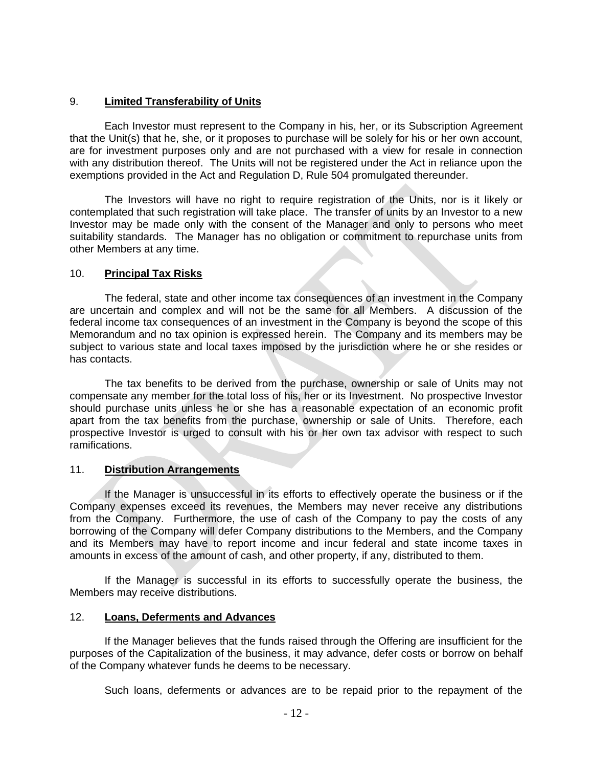## 9. **Limited Transferability of Units**

Each Investor must represent to the Company in his, her, or its Subscription Agreement that the Unit(s) that he, she, or it proposes to purchase will be solely for his or her own account, are for investment purposes only and are not purchased with a view for resale in connection with any distribution thereof. The Units will not be registered under the Act in reliance upon the exemptions provided in the Act and Regulation D, Rule 504 promulgated thereunder.

The Investors will have no right to require registration of the Units, nor is it likely or contemplated that such registration will take place. The transfer of units by an Investor to a new Investor may be made only with the consent of the Manager and only to persons who meet suitability standards. The Manager has no obligation or commitment to repurchase units from other Members at any time.

## 10. **Principal Tax Risks**

The federal, state and other income tax consequences of an investment in the Company are uncertain and complex and will not be the same for all Members. A discussion of the federal income tax consequences of an investment in the Company is beyond the scope of this Memorandum and no tax opinion is expressed herein. The Company and its members may be subject to various state and local taxes imposed by the jurisdiction where he or she resides or has contacts.

The tax benefits to be derived from the purchase, ownership or sale of Units may not compensate any member for the total loss of his, her or its Investment. No prospective Investor should purchase units unless he or she has a reasonable expectation of an economic profit apart from the tax benefits from the purchase, ownership or sale of Units. Therefore, each prospective Investor is urged to consult with his or her own tax advisor with respect to such ramifications.

## 11. **Distribution Arrangements**

If the Manager is unsuccessful in its efforts to effectively operate the business or if the Company expenses exceed its revenues, the Members may never receive any distributions from the Company. Furthermore, the use of cash of the Company to pay the costs of any borrowing of the Company will defer Company distributions to the Members, and the Company and its Members may have to report income and incur federal and state income taxes in amounts in excess of the amount of cash, and other property, if any, distributed to them.

If the Manager is successful in its efforts to successfully operate the business, the Members may receive distributions.

## 12. **Loans, Deferments and Advances**

If the Manager believes that the funds raised through the Offering are insufficient for the purposes of the Capitalization of the business, it may advance, defer costs or borrow on behalf of the Company whatever funds he deems to be necessary.

Such loans, deferments or advances are to be repaid prior to the repayment of the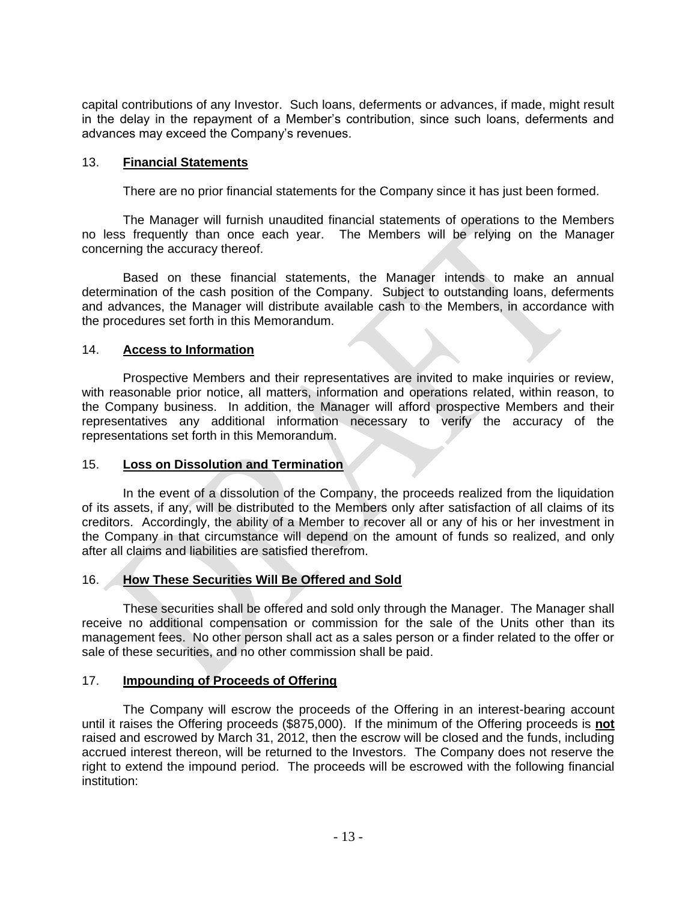capital contributions of any Investor. Such loans, deferments or advances, if made, might result in the delay in the repayment of a Member's contribution, since such loans, deferments and advances may exceed the Company's revenues.

## 13. **Financial Statements**

There are no prior financial statements for the Company since it has just been formed.

The Manager will furnish unaudited financial statements of operations to the Members no less frequently than once each year. The Members will be relying on the Manager concerning the accuracy thereof.

Based on these financial statements, the Manager intends to make an annual determination of the cash position of the Company. Subject to outstanding loans, deferments and advances, the Manager will distribute available cash to the Members, in accordance with the procedures set forth in this Memorandum.

## 14. **Access to Information**

Prospective Members and their representatives are invited to make inquiries or review, with reasonable prior notice, all matters, information and operations related, within reason, to the Company business. In addition, the Manager will afford prospective Members and their representatives any additional information necessary to verify the accuracy of the representations set forth in this Memorandum.

## 15. **Loss on Dissolution and Termination**

In the event of a dissolution of the Company, the proceeds realized from the liquidation of its assets, if any, will be distributed to the Members only after satisfaction of all claims of its creditors. Accordingly, the ability of a Member to recover all or any of his or her investment in the Company in that circumstance will depend on the amount of funds so realized, and only after all claims and liabilities are satisfied therefrom.

## 16. **How These Securities Will Be Offered and Sold**

These securities shall be offered and sold only through the Manager. The Manager shall receive no additional compensation or commission for the sale of the Units other than its management fees. No other person shall act as a sales person or a finder related to the offer or sale of these securities, and no other commission shall be paid.

## 17. **Impounding of Proceeds of Offering**

The Company will escrow the proceeds of the Offering in an interest-bearing account until it raises the Offering proceeds ($875,000). If the minimum of the Offering proceeds is **not** raised and escrowed by March 31, 2012, then the escrow will be closed and the funds, including accrued interest thereon, will be returned to the Investors. The Company does not reserve the right to extend the impound period. The proceeds will be escrowed with the following financial institution: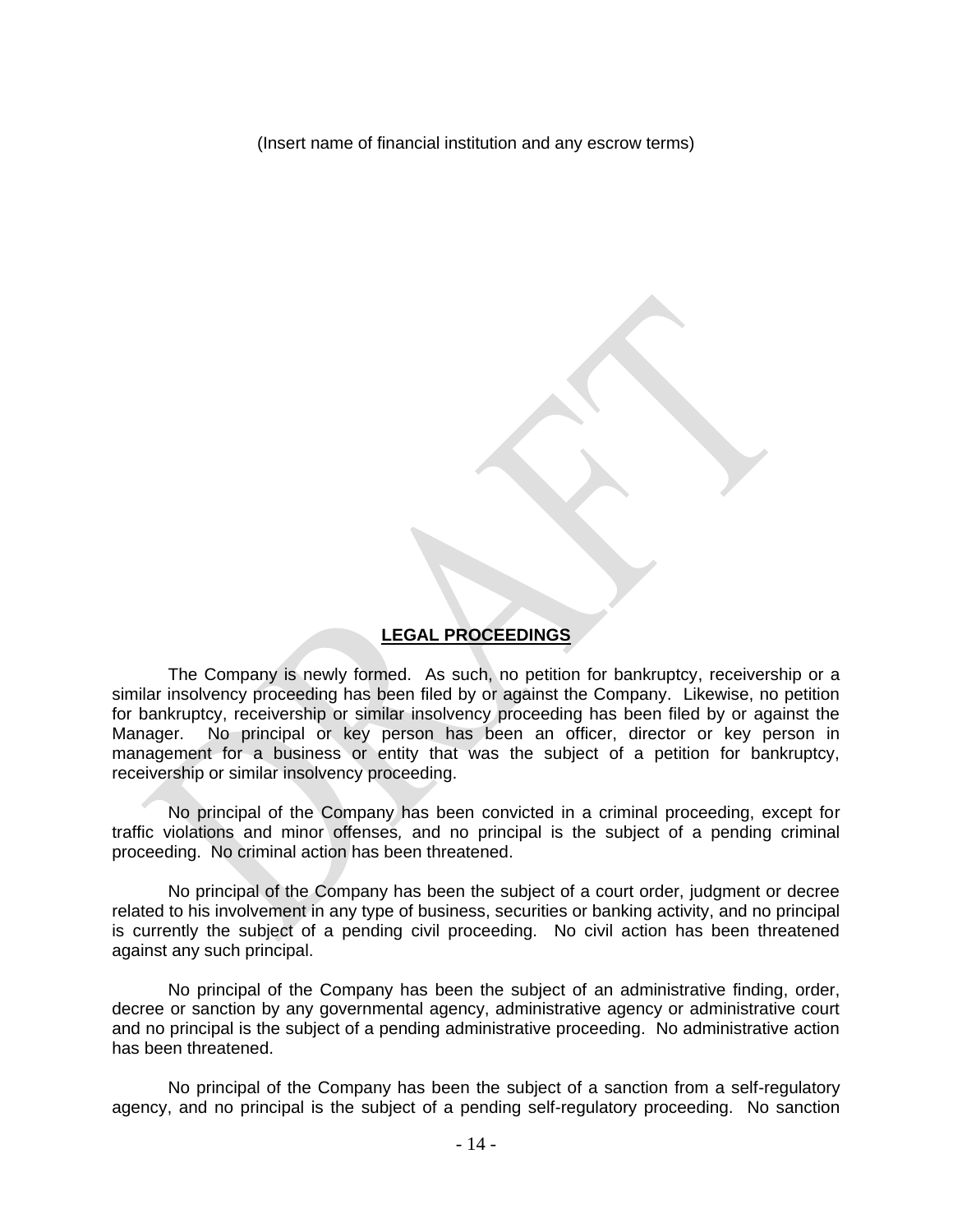(Insert name of financial institution and any escrow terms)

## LEGAL PROCEEDINGS

The Company is newly formed. As such, no petition for bankruptcy, receivership or a similar insolvency proceeding has been filed by or against the Company. Likewise, no petition for bankruptcy, receivership or similar insolvency proceeding has been filed by or against the Manager. No principal or key person has been an officer, director or key person in management for a business or entity that was the subject of a petition for bankruptcy, receivership or similar insolvency proceeding.

No principal of the Company has been convicted in a criminal proceeding, except for traffic violations and minor offenses, and no principal is the subject of a pending criminal proceeding. No criminal action has been threatened.

No principal of the Company has been the subject of a court order, judgment or decree related to his involvement in any type of business, securities or banking activity, and no principal is currently the subject of a pending civil proceeding. No civil action has been threatened against any such principal.

No principal of the Company has been the subject of an administrative finding, order, decree or sanction by any governmental agency, administrative agency or administrative court and no principal is the subject of a pending administrative proceeding. No administrative action has been threatened.

No principal of the Company has been the subject of a sanction from a self-regulatory agency, and no principal is the subject of a pending self-regulatory proceeding. No sanction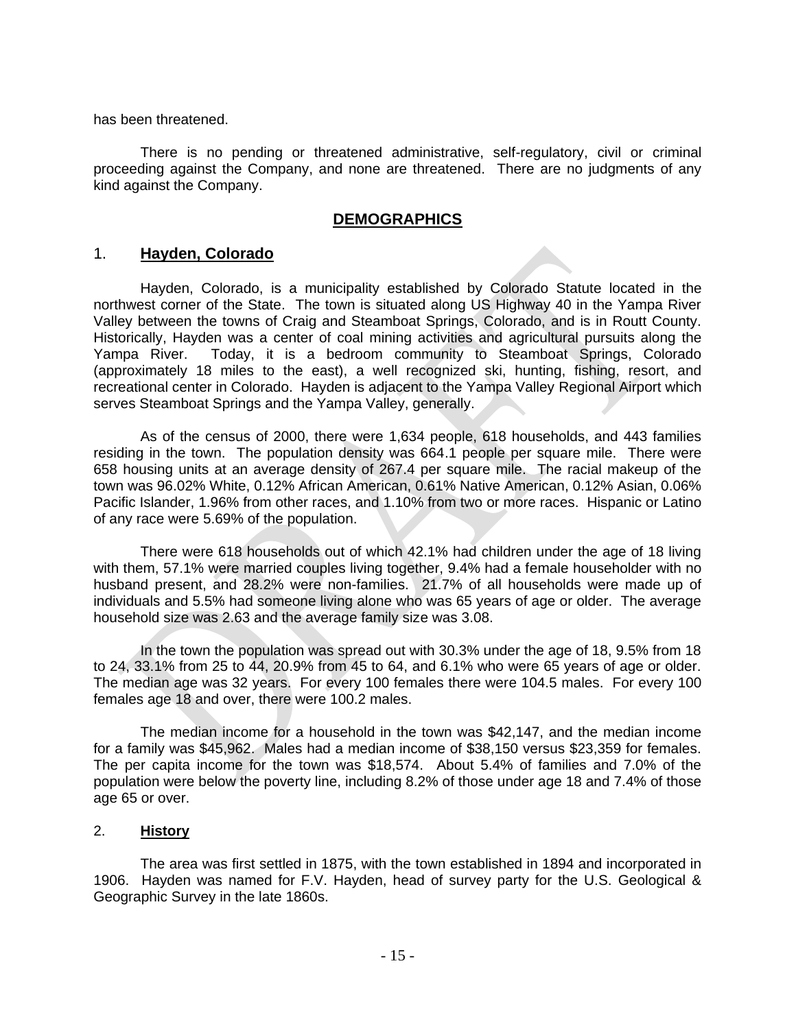has been threatened.

There is no pending or threatened administrative, self-regulatory, civil or criminal proceeding against the Company, and none are threatened. There are no judgments of any kind against the Company.

## DEMOGRAPHICS

### 1. Hayden, Colorado

Hayden, Colorado, is a municipality established by Colorado Statute located in the northwest corner of the State. The town is situated along US Highway 40 in the Yampa River Valley between the towns of Craig and Steamboat Springs, Colorado, and is in Routt County. Historically, Hayden was a center of coal mining activities and agricultural pursuits along the Yampa River. Today, it is a bedroom community to Steamboat Springs, Colorado (approximately 18 miles to the east), a well recognized ski, hunting, fishing, resort, and recreational center in Colorado. Hayden is adjacent to the Yampa Valley Regional Airport which serves Steamboat Springs and the Yampa Valley, generally.

As of the census of 2000, there were 1,634 people, 618 households, and 443 families residing in the town. The population density was 664.1 people per square mile. There were 658 housing units at an average density of 267.4 per square mile. The racial makeup of the town was 96.02% White, 0.12% African American, 0.61% Native American, 0.12% Asian, 0.06% Pacific Islander, 1.96% from other races, and 1.10% from two or more races. Hispanic or Latino of any race were 5.69% of the population.

There were 618 households out of which 42.1% had children under the age of 18 living with them, 57.1% were married couples living together, 9.4% had a female householder with no husband present, and 28.2% were non-families. 21.7% of all households were made up of individuals and 5.5% had someone living alone who was 65 years of age or older. The average household size was 2.63 and the average family size was 3.08.

In the town the population was spread out with 30.3% under the age of 18, 9.5% from 18 to 24, 33.1% from 25 to 44, 20.9% from 45 to 64, and 6.1% who were 65 years of age or older. The median age was 32 years. For every 100 females there were 104.5 males. For every 100 females age 18 and over, there were 100.2 males.

The median income for a household in the town was $42,147, and the median income for a family was $45,962. Males had a median income of $38,150 versus $23,359 for females. The per capita income for the town was $18,574. About 5.4% of families and 7.0% of the population were below the poverty line, including 8.2% of those under age 18 and 7.4% of those age 65 or over.

### 2. History

The area was first settled in 1875, with the town established in 1894 and incorporated in 1906. Hayden was named for F.V. Hayden, head of survey party for the U.S. Geological & Geographic Survey in the late 1860s.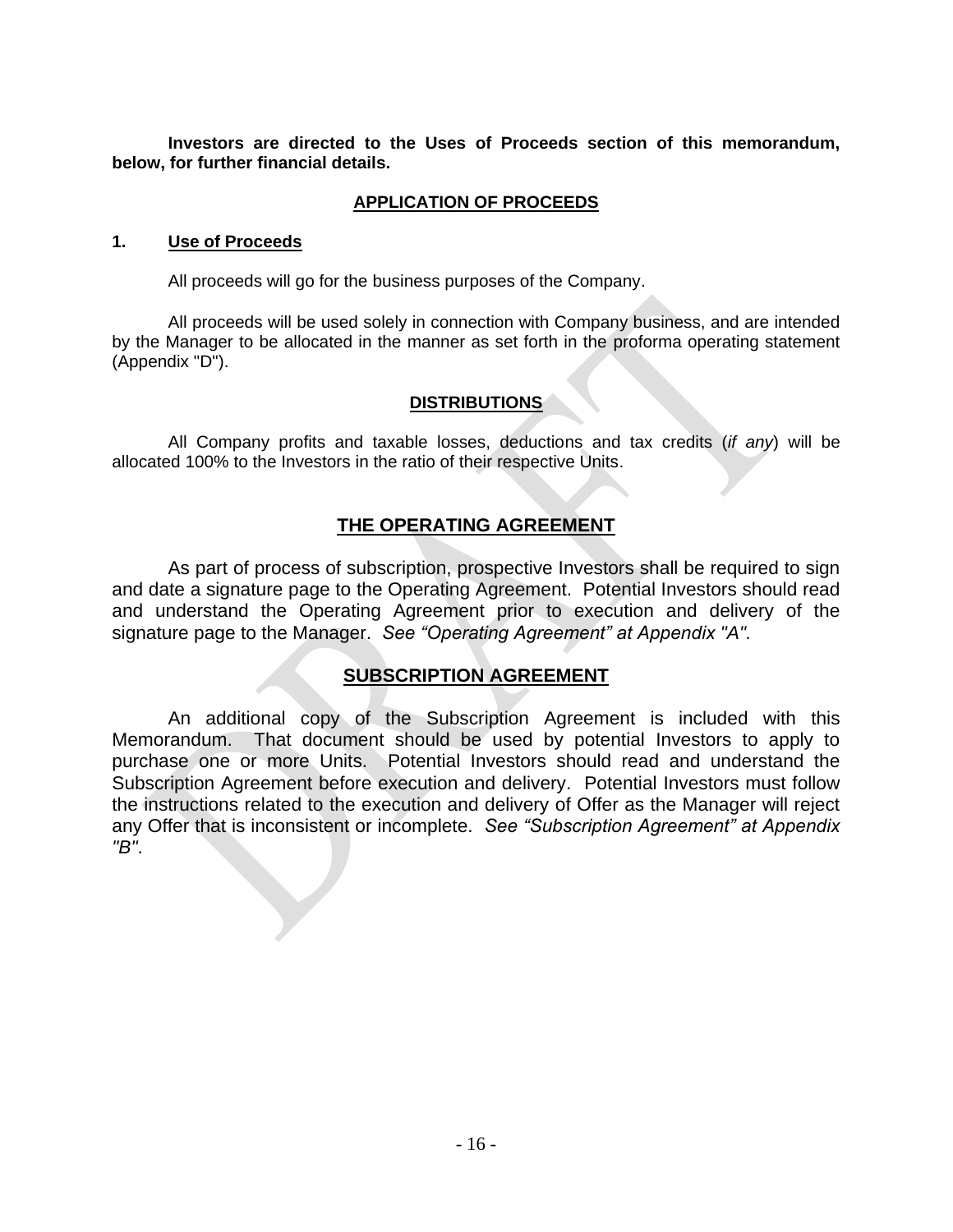**Investors are directed to the Uses of Proceeds section of this memorandum, below, for further financial details.**

## APPLICATION OF PROCEEDS

### 1. Use of Proceeds

All proceeds will go for the business purposes of the Company.

All proceeds will be used solely in connection with Company business, and are intended by the Manager to be allocated in the manner as set forth in the proforma operating statement (Appendix "D").

## DISTRIBUTIONS

All Company profits and taxable losses, deductions and tax credits (*if any*) will be allocated 100% to the Investors in the ratio of their respective Units.

## THE OPERATING AGREEMENT

As part of process of subscription, prospective Investors shall be required to sign and date a signature page to the Operating Agreement. Potential Investors should read and understand the Operating Agreement prior to execution and delivery of the signature page to the Manager. *See "Operating Agreement" at Appendix "A".*

## SUBSCRIPTION AGREEMENT

An additional copy of the Subscription Agreement is included with this Memorandum. That document should be used by potential Investors to apply to purchase one or more Units. Potential Investors should read and understand the Subscription Agreement before execution and delivery. Potential Investors must follow the instructions related to the execution and delivery of Offer as the Manager will reject any Offer that is inconsistent or incomplete. *See "Subscription Agreement" at Appendix "B"*.